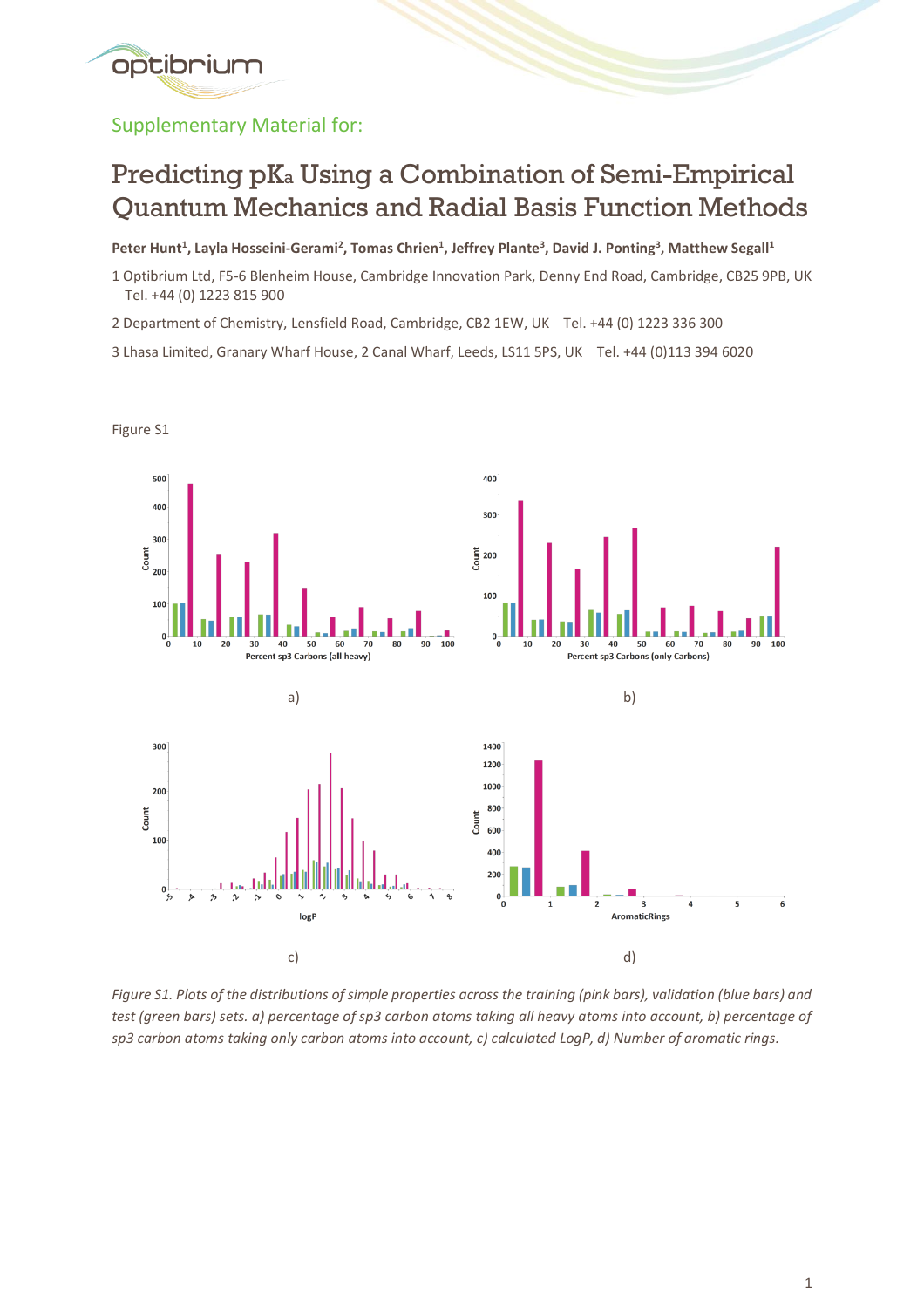Supplementary Material for:

# Predicting pKa Using a Combination of Semi-Empirical Quantum Mechanics and Radial Basis Function Methods

**Peter Hunt[1], Layla Hosseini-Gerami[2], Tomas Chrien[1], Jeffrey Plante[3], David J. Ponting[3], Matthew Segall[1]**

1 Optibrium Ltd, F5-6 Blenheim House, Cambridge Innovation Park, Denny End Road, Cambridge, CB25 9PB, UK Tel. +44 (0) 1223 815 900

2 Department of Chemistry, Lensfield Road, Cambridge, CB2 1EW, UK Tel. +44 (0) 1223 336 300

3 Lhasa Limited, Granary Wharf House, 2 Canal Wharf, Leeds, LS11 5PS, UK Tel. +44 (0)113 394 6020

Figure S1

a)

b)

c)

d)

*Figure S1. Plots of the distributions of simple properties across the training (pink bars), validation (blue bars) and test (green bars) sets. a) percentage of sp3 carbon atoms taking all heavy atoms into account, b) percentage of sp3 carbon atoms taking only carbon atoms into account, c) calculated LogP, d) Number of aromatic rings.*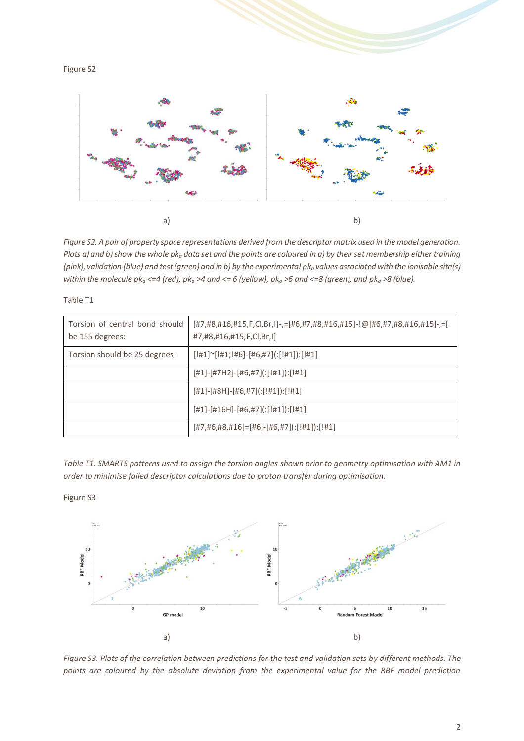Figure S2

a) b)

*Figure S2. A pair of property space representations derived from the descriptor matrix used in the model generation. Plots a) and b) show the whole $pk_a$ data set and the points are coloured in a) by their set membership either training (pink), validation (blue) and test (green) and in b) by the experimental $pk_a$ values associated with the ionisable site(s) within the molecule $pk_a$ <=4 (red), $pk_a$ >4 and <= 6 (yellow), $pk_a$ >6 and <=8 (green), and $pk_a$ >8 (blue).*

Table T1

| | |
|---|---|
| Torsion of central bond should be 155 degrees: | [#7,#8,#16,#15,F,Cl,Br,I]-,=[#6,#7,#8,#16,#15]-!@[#6,#7,#8,#16,#15]-,=[#7,#8,#16,#15,F,Cl,Br,I] |
| Torsion should be 25 degrees: | [!#1]~[!#1;!#6]-[#6,#7](:[!#1]):[!#1] |
| | [#1]-[#7H2]-[#6,#7](:[!#1]):[!#1] |
| | [#1]-[#8H]-[#6,#7](:[!#1]):[!#1] |
| | [#1]-[#16H]-[#6,#7](:[!#1]):[!#1] |
| | [#7,#6,#8,#16]=[#6]-[#6,#7](:[!#1]):[!#1] |

*Table T1. SMARTS patterns used to assign the torsion angles shown prior to geometry optimisation with AM1 in order to minimise failed descriptor calculations due to proton transfer during optimisation.*

Figure S3

a) b)

*Figure S3. Plots of the correlation between predictions for the test and validation sets by different methods. The points are coloured by the absolute deviation from the experimental value for the RBF model prediction*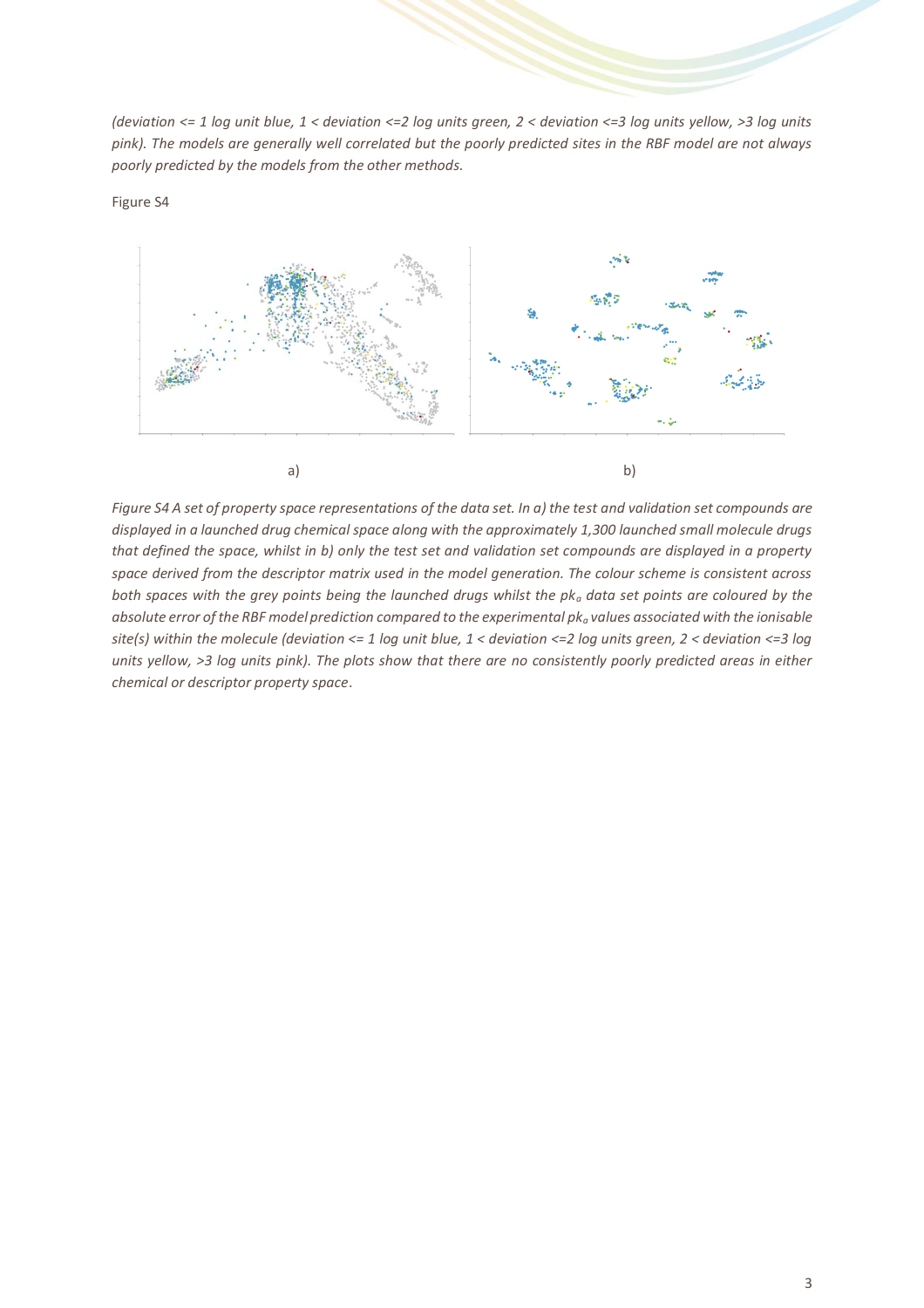*(deviation <= 1 log unit blue, 1 < deviation <=2 log units green, 2 < deviation <=3 log units yellow, >3 log units pink). The models are generally well correlated but the poorly predicted sites in the RBF model are not always poorly predicted by the models from the other methods.*

Figure S4

a)

b)

*Figure S4 A set of property space representations of the data set. In a) the test and validation set compounds are displayed in a launched drug chemical space along with the approximately 1,300 launched small molecule drugs that defined the space, whilst in b) only the test set and validation set compounds are displayed in a property space derived from the descriptor matrix used in the model generation. The colour scheme is consistent across both spaces with the grey points being the launched drugs whilst the $pk_a$ data set points are coloured by the absolute error of the RBF model prediction compared to the experimental $pk_a$ values associated with the ionisable site(s) within the molecule (deviation <= 1 log unit blue, 1 < deviation <=2 log units green, 2 < deviation <=3 log units yellow, >3 log units pink). The plots show that there are no consistently poorly predicted areas in either chemical or descriptor property space.*